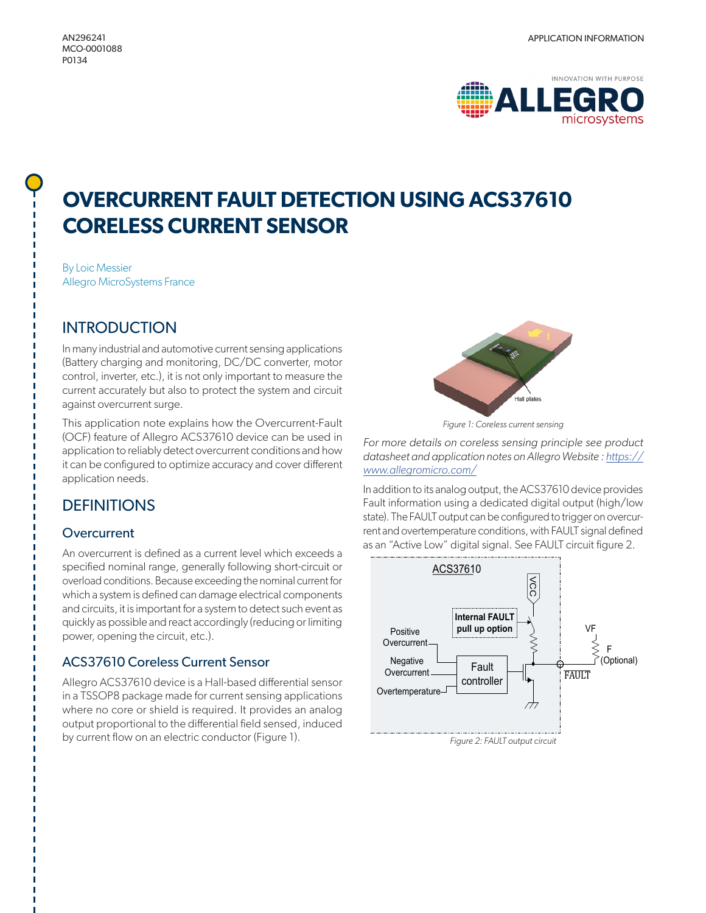AN296241
MCO-0001088
P0134

APPLICATION INFORMATION

# OVERCURRENT FAULT DETECTION USING ACS37610 CORELESS CURRENT SENSOR

By Loic Messier
Allegro MicroSystems France

## INTRODUCTION

In many industrial and automotive current sensing applications (Battery charging and monitoring, DC/DC converter, motor control, inverter, etc.), it is not only important to measure the current accurately but also to protect the system and circuit against overcurrent surge.

This application note explains how the Overcurrent-Fault (OCF) feature of Allegro ACS37610 device can be used in application to reliably detect overcurrent conditions and how it can be configured to optimize accuracy and cover different application needs.

## DEFINITIONS

### Overcurrent

An overcurrent is defined as a current level which exceeds a specified nominal range, generally following short-circuit or overload conditions. Because exceeding the nominal current for which a system is defined can damage electrical components and circuits, it is important for a system to detect such event as quickly as possible and react accordingly (reducing or limiting power, opening the circuit, etc.).

### ACS37610 Coreless Current Sensor

Allegro ACS37610 device is a Hall-based differential sensor in a TSSOP8 package made for current sensing applications where no core or shield is required. It provides an analog output proportional to the differential field sensed, induced by current flow on an electric conductor (Figure 1).

Figure 1: Coreless current sensing

*For more details on coreless sensing principle see product datasheet and application notes on Allegro Website : https://www.allegromicro.com/*

In addition to its analog output, the ACS37610 device provides Fault information using a dedicated digital output (high/low state). The FAULT output can be configured to trigger on overcurrent and overtemperature conditions, with FAULT signal defined as an "Active Low" digital signal. See FAULT circuit figure 2.

Figure 2: FAULT output circuit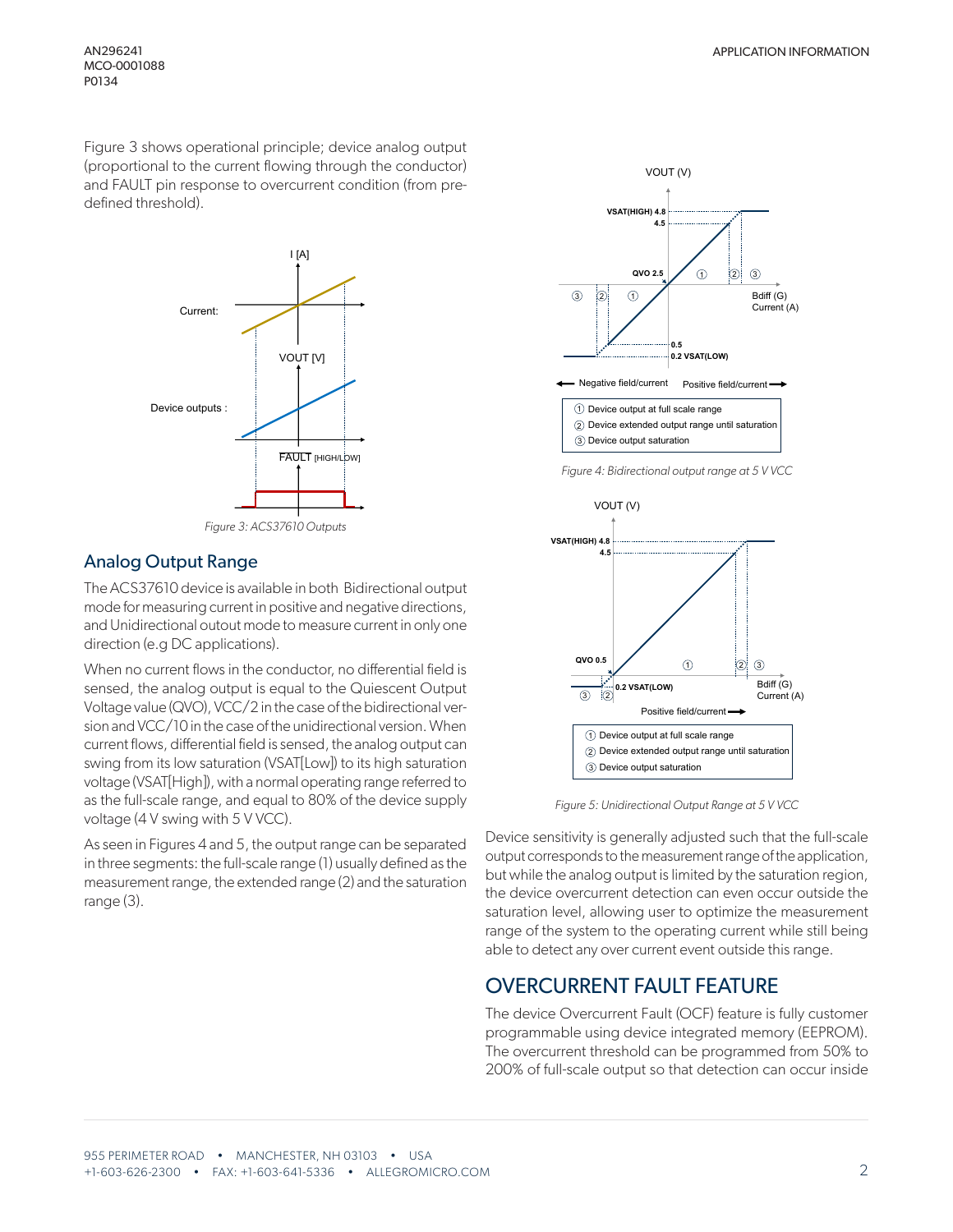Figure 3 shows operational principle; device analog output (proportional to the current flowing through the conductor) and FAULT pin response to overcurrent condition (from pre-defined threshold).

Figure 3: ACS37610 Outputs

## Analog Output Range

The ACS37610 device is available in both Bidirectional output mode for measuring current in positive and negative directions, and Unidirectional outout mode to measure current in only one direction (e.g DC applications).

When no current flows in the conductor, no differential field is sensed, the analog output is equal to the Quiescent Output Voltage value (QVO), VCC/2 in the case of the bidirectional version and VCC/10 in the case of the unidirectional version. When current flows, differential field is sensed, the analog output can swing from its low saturation (VSAT[Low]) to its high saturation voltage (VSAT[High]), with a normal operating range referred to as the full-scale range, and equal to 80% of the device supply voltage (4 V swing with 5 V VCC).

As seen in Figures 4 and 5, the output range can be separated in three segments: the full-scale range (1) usually defined as the measurement range, the extended range (2) and the saturation range (3).

Figure 4: Bidirectional output range at 5 V VCC

Figure 5: Unidirectional Output Range at 5 V VCC

Device sensitivity is generally adjusted such that the full-scale output corresponds to the measurement range of the application, but while the analog output is limited by the saturation region, the device overcurrent detection can even occur outside the saturation level, allowing user to optimize the measurement range of the system to the operating current while still being able to detect any over current event outside this range.

## OVERCURRENT FAULT FEATURE

The device Overcurrent Fault (OCF) feature is fully customer programmable using device integrated memory (EEPROM). The overcurrent threshold can be programmed from 50% to 200% of full-scale output so that detection can occur inside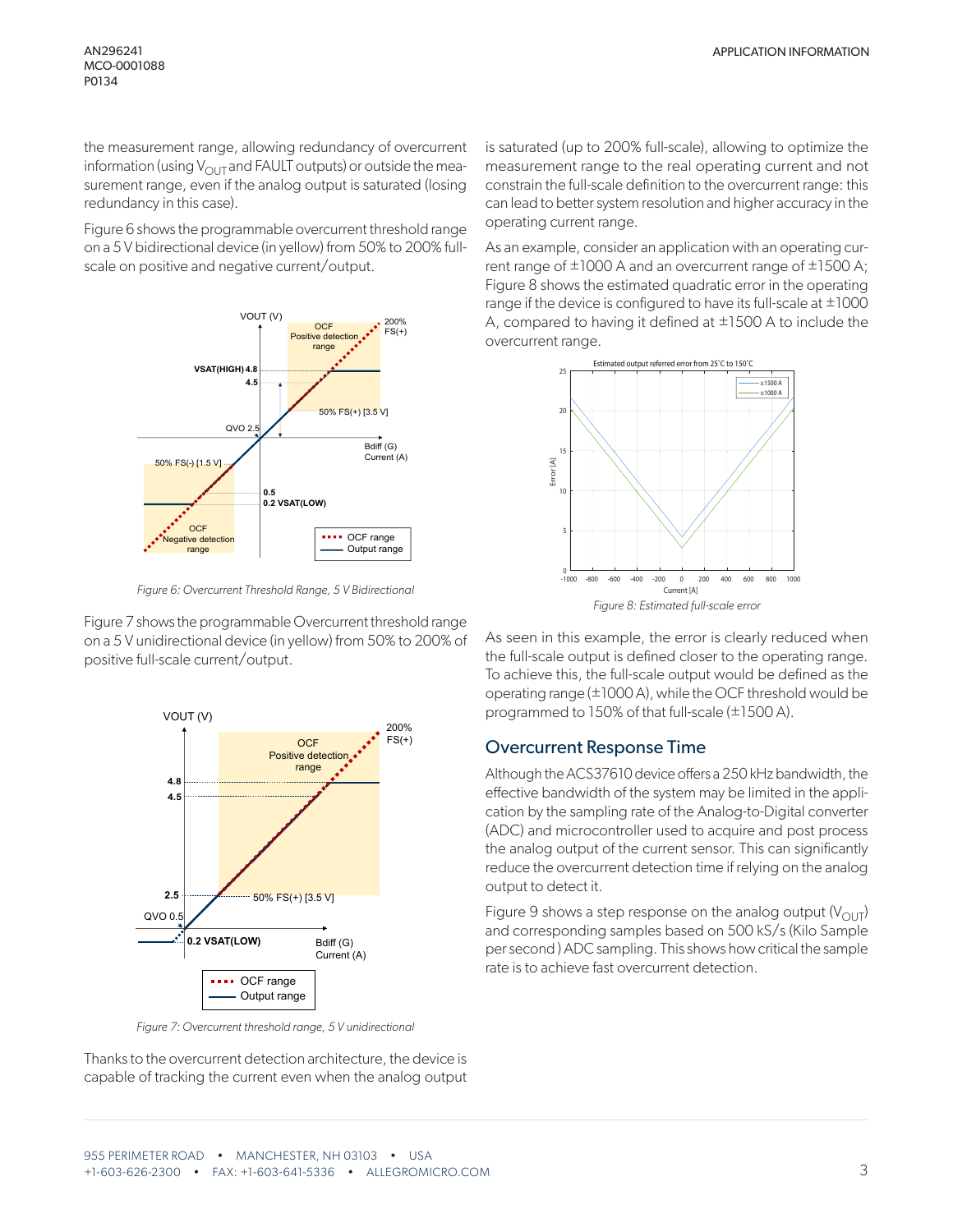the measurement range, allowing redundancy of overcurrent information (using $V_{OUT}$ and FAULT outputs) or outside the measurement range, even if the analog output is saturated (losing redundancy in this case).

Figure 6 shows the programmable overcurrent threshold range on a 5 V bidirectional device (in yellow) from 50% to 200% full-scale on positive and negative current/output.

Figure 6: Overcurrent Threshold Range, 5 V Bidirectional

Figure 7 shows the programmable Overcurrent threshold range on a 5 V unidirectional device (in yellow) from 50% to 200% of positive full-scale current/output.

Figure 7: Overcurrent threshold range, 5 V unidirectional

Thanks to the overcurrent detection architecture, the device is capable of tracking the current even when the analog output is saturated (up to 200% full-scale), allowing to optimize the measurement range to the real operating current and not constrain the full-scale definition to the overcurrent range: this can lead to better system resolution and higher accuracy in the operating current range.

As an example, consider an application with an operating current range of ±1000 A and an overcurrent range of ±1500 A; Figure 8 shows the estimated quadratic error in the operating range if the device is configured to have its full-scale at ±1000 A, compared to having it defined at ±1500 A to include the overcurrent range.

Figure 8: Estimated full-scale error

As seen in this example, the error is clearly reduced when the full-scale output is defined closer to the operating range. To achieve this, the full-scale output would be defined as the operating range (±1000 A), while the OCF threshold would be programmed to 150% of that full-scale (±1500 A).

## Overcurrent Response Time

Although the ACS37610 device offers a 250 kHz bandwidth, the effective bandwidth of the system may be limited in the application by the sampling rate of the Analog-to-Digital converter (ADC) and microcontroller used to acquire and post process the analog output of the current sensor. This can significantly reduce the overcurrent detection time if relying on the analog output to detect it.

Figure 9 shows a step response on the analog output ($V_{OUT}$) and corresponding samples based on 500 kS/s (Kilo Sample per second ) ADC sampling. This shows how critical the sample rate is to achieve fast overcurrent detection.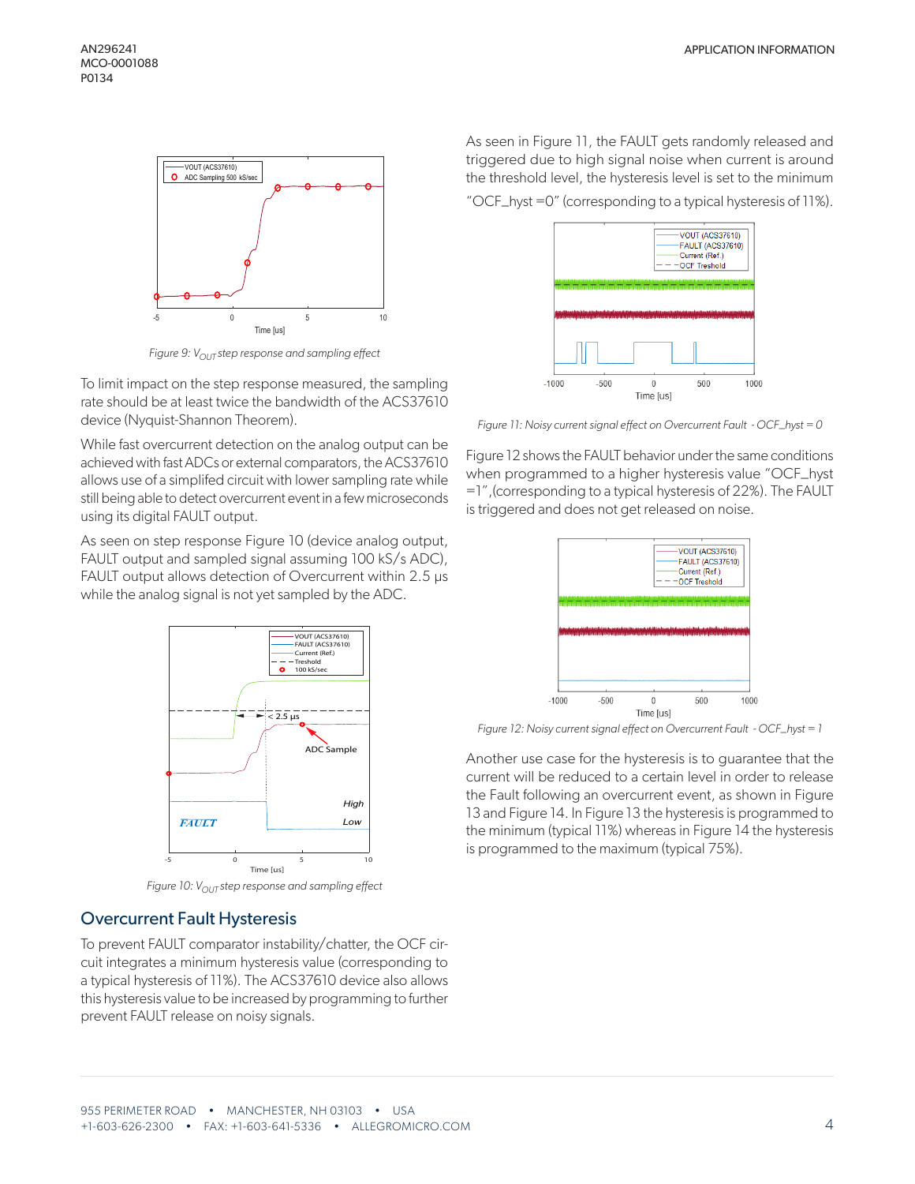Figure 9: $V_{OUT}$ step response and sampling effect

To limit impact on the step response measured, the sampling rate should be at least twice the bandwidth of the ACS37610 device (Nyquist-Shannon Theorem).

While fast overcurrent detection on the analog output can be achieved with fast ADCs or external comparators, the ACS37610 allows use of a simplifed circuit with lower sampling rate while still being able to detect overcurrent event in a few microseconds using its digital FAULT output.

As seen on step response Figure 10 (device analog output, FAULT output and sampled signal assuming 100 kS/s ADC), FAULT output allows detection of Overcurrent within 2.5 µs while the analog signal is not yet sampled by the ADC.

Figure 10: $V_{OUT}$ step response and sampling effect

## Overcurrent Fault Hysteresis

To prevent FAULT comparator instability/chatter, the OCF circuit integrates a minimum hysteresis value (corresponding to a typical hysteresis of 11%). The ACS37610 device also allows this hysteresis value to be increased by programming to further prevent FAULT release on noisy signals.

As seen in Figure 11, the FAULT gets randomly released and triggered due to high signal noise when current is around the threshold level, the hysteresis level is set to the minimum "OCF_hyst =0" (corresponding to a typical hysteresis of 11%).

Figure 11: Noisy current signal effect on Overcurrent Fault - OCF_hyst = 0

Figure 12 shows the FAULT behavior under the same conditions when programmed to a higher hysteresis value "OCF_hyst =1",(corresponding to a typical hysteresis of 22%). The FAULT is triggered and does not get released on noise.

Figure 12: Noisy current signal effect on Overcurrent Fault - OCF_hyst = 1

Another use case for the hysteresis is to guarantee that the current will be reduced to a certain level in order to release the Fault following an overcurrent event, as shown in Figure 13 and Figure 14. In Figure 13 the hysteresis is programmed to the minimum (typical 11%) whereas in Figure 14 the hysteresis is programmed to the maximum (typical 75%).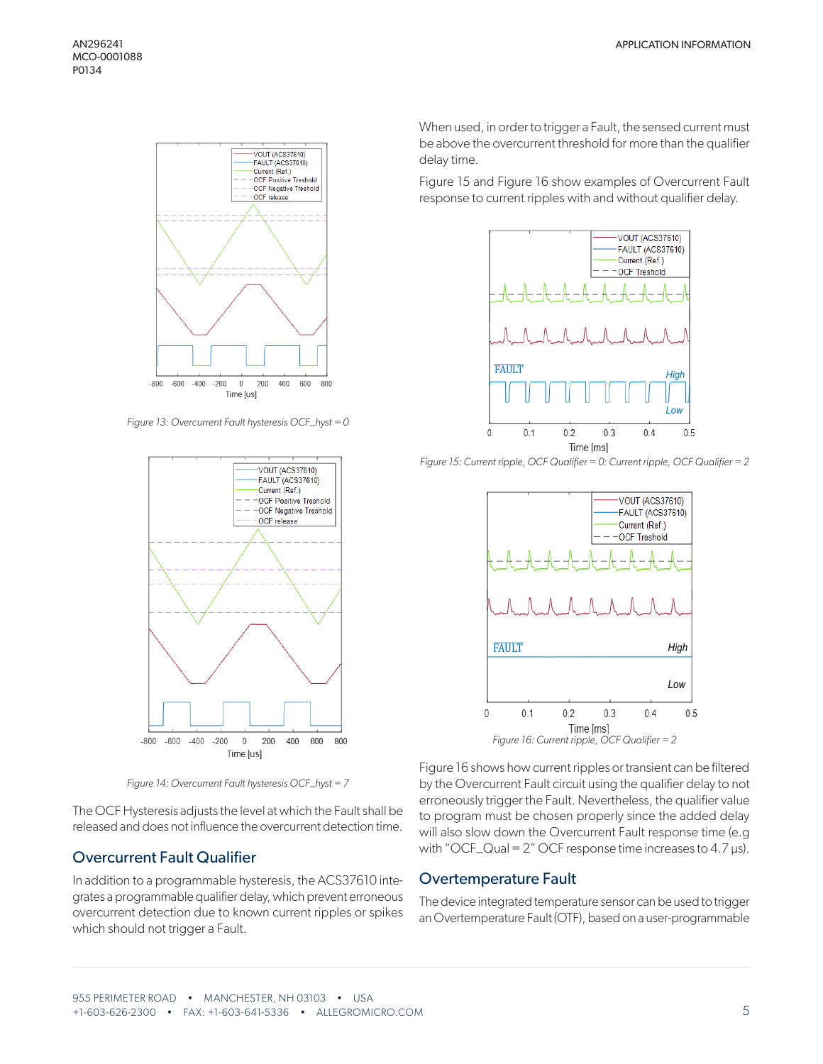Figure 13: Overcurrent Fault hysteresis OCF_hyst = 0

Figure 14: Overcurrent Fault hysteresis OCF_hyst = 7

The OCF Hysteresis adjusts the level at which the Fault shall be released and does not influence the overcurrent detection time.

## Overcurrent Fault Qualifier

In addition to a programmable hysteresis, the ACS37610 integrates a programmable qualifier delay, which prevent erroneous overcurrent detection due to known current ripples or spikes which should not trigger a Fault.

When used, in order to trigger a Fault, the sensed current must be above the overcurrent threshold for more than the qualifier delay time.

Figure 15 and Figure 16 show examples of Overcurrent Fault response to current ripples with and without qualifier delay.

Figure 15: Current ripple, OCF Qualifier = 0: Current ripple, OCF Qualifier = 2

Figure 16: Current ripple, OCF Qualifier = 2

Figure 16 shows how current ripples or transient can be filtered by the Overcurrent Fault circuit using the qualifier delay to not erroneously trigger the Fault. Nevertheless, the qualifier value to program must be chosen properly since the added delay will also slow down the Overcurrent Fault response time (e.g with "OCF_Qual = 2" OCF response time increases to 4.7 µs).

## Overtemperature Fault

The device integrated temperature sensor can be used to trigger an Overtemperature Fault (OTF), based on a user-programmable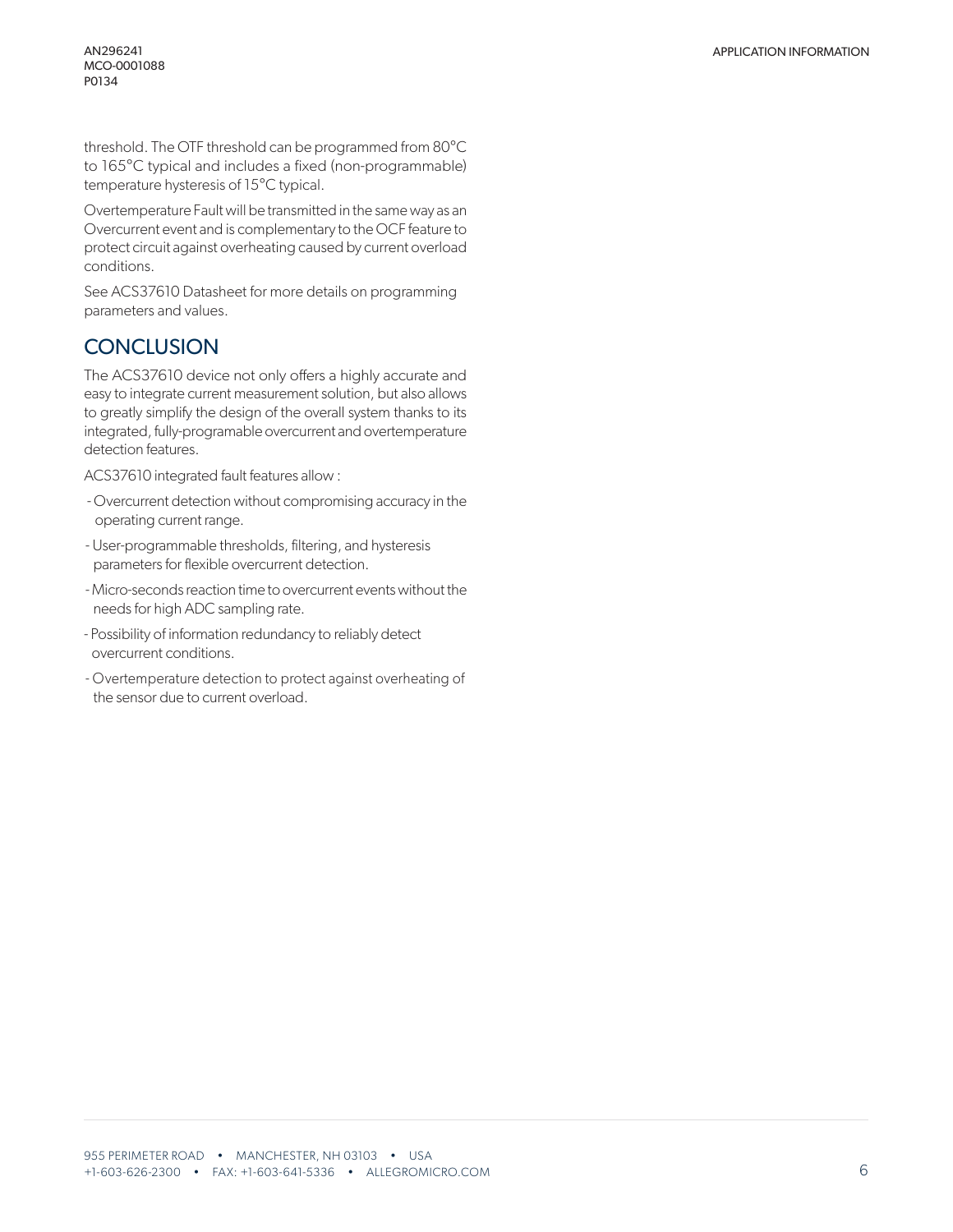threshold. The OTF threshold can be programmed from 80°C to 165°C typical and includes a fixed (non-programmable) temperature hysteresis of 15°C typical.

Overtemperature Fault will be transmitted in the same way as an Overcurrent event and is complementary to the OCF feature to protect circuit against overheating caused by current overload conditions.

See ACS37610 Datasheet for more details on programming parameters and values.

## CONCLUSION

The ACS37610 device not only offers a highly accurate and easy to integrate current measurement solution, but also allows to greatly simplify the design of the overall system thanks to its integrated, fully-programable overcurrent and overtemperature detection features.

ACS37610 integrated fault features allow :

- Overcurrent detection without compromising accuracy in the operating current range.
- User-programmable thresholds, filtering, and hysteresis parameters for flexible overcurrent detection.
- Micro-seconds reaction time to overcurrent events without the needs for high ADC sampling rate.
- Possibility of information redundancy to reliably detect overcurrent conditions.
- Overtemperature detection to protect against overheating of the sensor due to current overload.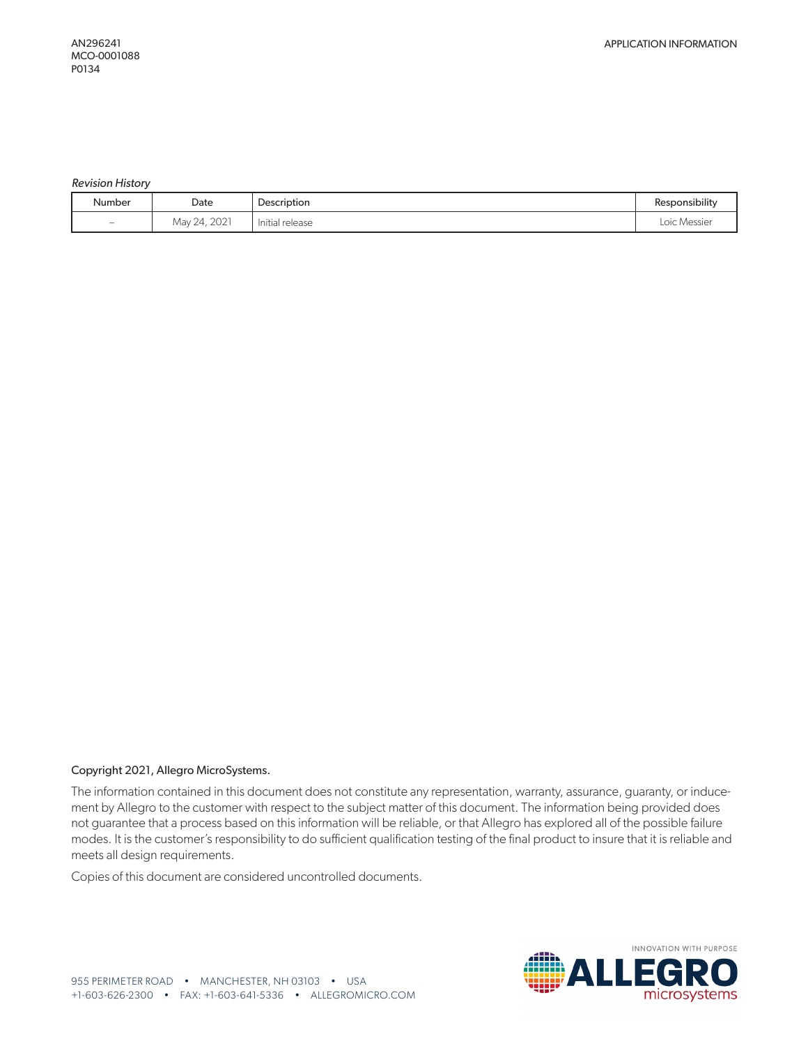*Revision History*

| Number | Date | Description | Responsibility |
| --- | --- | --- | --- |
| – | May 24, 2021 | Initial release | Loic Messier |

Copyright 2021, Allegro MicroSystems.

The information contained in this document does not constitute any representation, warranty, assurance, guaranty, or inducement by Allegro to the customer with respect to the subject matter of this document. The information being provided does not guarantee that a process based on this information will be reliable, or that Allegro has explored all of the possible failure modes. It is the customer's responsibility to do sufficient qualification testing of the final product to insure that it is reliable and meets all design requirements.

Copies of this document are considered uncontrolled documents.